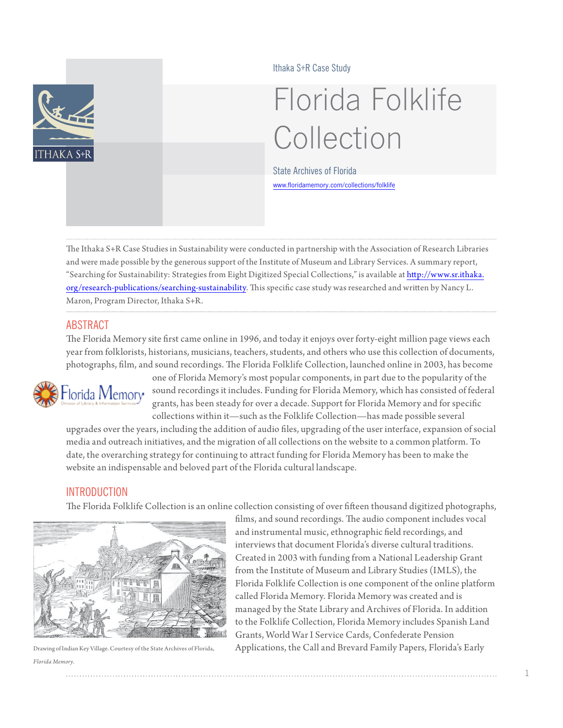Ithaka S+R Case Study

# Florida Folklife Collection

State Archives of Florida

www.floridamemory.com/collections/folklife

The Ithaka S+R Case Studies in Sustainability were conducted in partnership with the Association of Research Libraries and were made possible by the generous support of the Institute of Museum and Library Services. A summary report, "Searching for Sustainability: Strategies from Eight Digitized Special Collections," is available at http://www.sr.ithaka.org/research-publications/searching-sustainability. This specific case study was researched and written by Nancy L. Maron, Program Director, Ithaka S+R.

## ABSTRACT

The Florida Memory site first came online in 1996, and today it enjoys over forty-eight million page views each year from folklorists, historians, musicians, teachers, students, and others who use this collection of documents, photographs, film, and sound recordings. The Florida Folklife Collection, launched online in 2003, has become one of Florida Memory's most popular components, in part due to the popularity of the sound recordings it includes. Funding for Florida Memory, which has consisted of federal grants, has been steady for over a decade. Support for Florida Memory and for specific collections within it—such as the Folklife Collection—has made possible several upgrades over the years, including the addition of audio files, upgrading of the user interface, expansion of social media and outreach initiatives, and the migration of all collections on the website to a common platform. To date, the overarching strategy for continuing to attract funding for Florida Memory has been to make the website an indispensable and beloved part of the Florida cultural landscape.

## INTRODUCTION

The Florida Folklife Collection is an online collection consisting of over fifteen thousand digitized photographs, films, and sound recordings. The audio component includes vocal and instrumental music, ethnographic field recordings, and interviews that document Florida's diverse cultural traditions. Created in 2003 with funding from a National Leadership Grant from the Institute of Museum and Library Studies (IMLS), the Florida Folklife Collection is one component of the online platform called Florida Memory. Florida Memory was created and is managed by the State Library and Archives of Florida. In addition to the Folklife Collection, Florida Memory includes Spanish Land Grants, World War I Service Cards, Confederate Pension Applications, the Call and Brevard Family Papers, Florida's Early

Drawing of Indian Key Village. Courtesy of the State Archives of Florida, *Florida Memory*.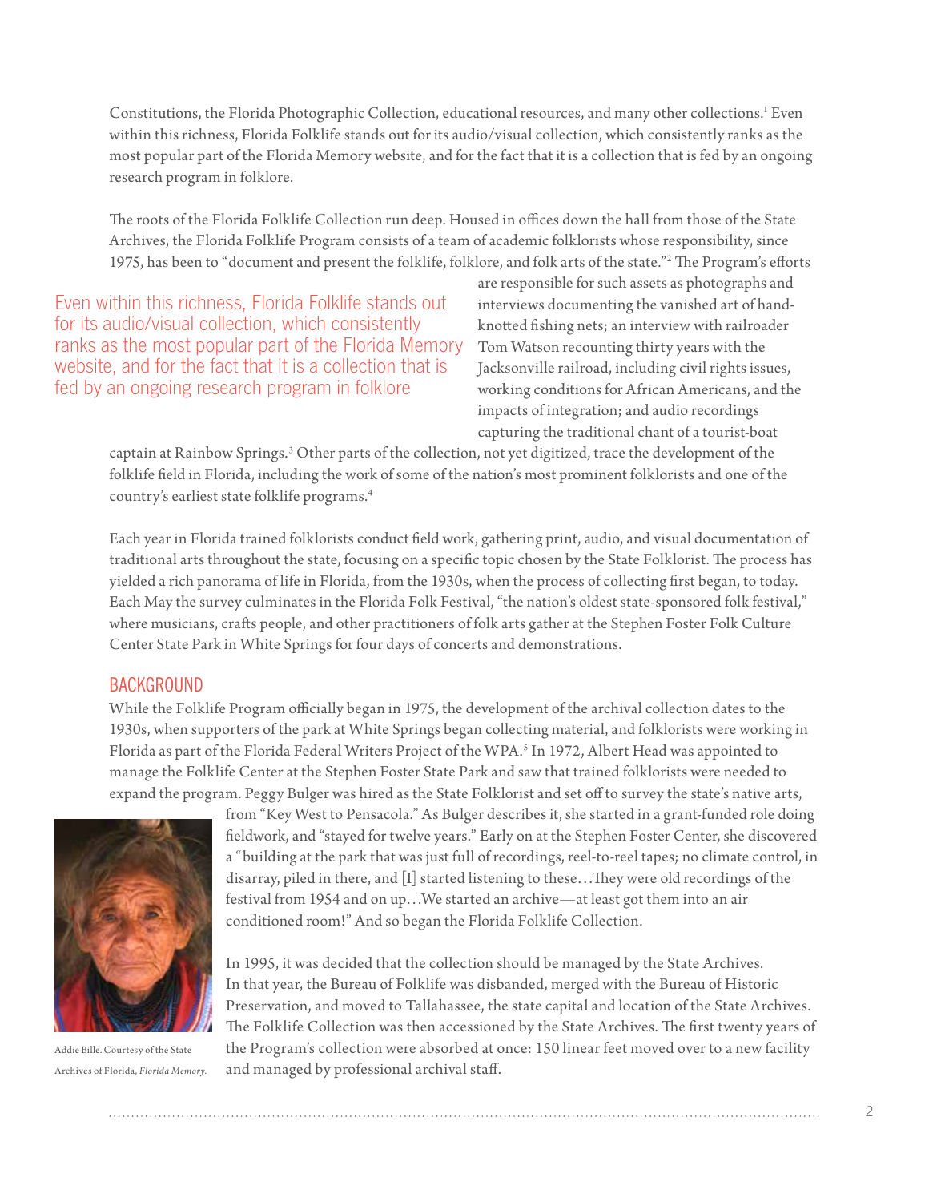Constitutions, the Florida Photographic Collection, educational resources, and many other collections.[1] Even within this richness, Florida Folklife stands out for its audio/visual collection, which consistently ranks as the most popular part of the Florida Memory website, and for the fact that it is a collection that is fed by an ongoing research program in folklore.

The roots of the Florida Folklife Collection run deep. Housed in offices down the hall from those of the State Archives, the Florida Folklife Program consists of a team of academic folklorists whose responsibility, since 1975, has been to "document and present the folklife, folklore, and folk arts of the state."[2] The Program's efforts are responsible for such assets as photographs and interviews documenting the vanished art of hand-knotted fishing nets; an interview with railroader Tom Watson recounting thirty years with the Jacksonville railroad, including civil rights issues, working conditions for African Americans, and the impacts of integration; and audio recordings capturing the traditional chant of a tourist-boat captain at Rainbow Springs.[3] Other parts of the collection, not yet digitized, trace the development of the folklife field in Florida, including the work of some of the nation's most prominent folklorists and one of the country's earliest state folklife programs.[4]

> Even within this richness, Florida Folklife stands out for its audio/visual collection, which consistently ranks as the most popular part of the Florida Memory website, and for the fact that it is a collection that is fed by an ongoing research program in folklore

Each year in Florida trained folklorists conduct field work, gathering print, audio, and visual documentation of traditional arts throughout the state, focusing on a specific topic chosen by the State Folklorist. The process has yielded a rich panorama of life in Florida, from the 1930s, when the process of collecting first began, to today. Each May the survey culminates in the Florida Folk Festival, "the nation's oldest state-sponsored folk festival," where musicians, crafts people, and other practitioners of folk arts gather at the Stephen Foster Folk Culture Center State Park in White Springs for four days of concerts and demonstrations.

## BACKGROUND

While the Folklife Program officially began in 1975, the development of the archival collection dates to the 1930s, when supporters of the park at White Springs began collecting material, and folklorists were working in Florida as part of the Florida Federal Writers Project of the WPA.[5] In 1972, Albert Head was appointed to manage the Folklife Center at the Stephen Foster State Park and saw that trained folklorists were needed to expand the program. Peggy Bulger was hired as the State Folklorist and set off to survey the state's native arts, from "Key West to Pensacola." As Bulger describes it, she started in a grant-funded role doing fieldwork, and "stayed for twelve years." Early on at the Stephen Foster Center, she discovered a "building at the park that was just full of recordings, reel-to-reel tapes; no climate control, in disarray, piled in there, and [I] started listening to these…They were old recordings of the festival from 1954 and on up…We started an archive—at least got them into an air conditioned room!" And so began the Florida Folklife Collection.

Addie Bille. Courtesy of the State Archives of Florida, *Florida Memory.*

In 1995, it was decided that the collection should be managed by the State Archives. In that year, the Bureau of Folklife was disbanded, merged with the Bureau of Historic Preservation, and moved to Tallahassee, the state capital and location of the State Archives. The Folklife Collection was then accessioned by the State Archives. The first twenty years of the Program's collection were absorbed at once: 150 linear feet moved over to a new facility and managed by professional archival staff.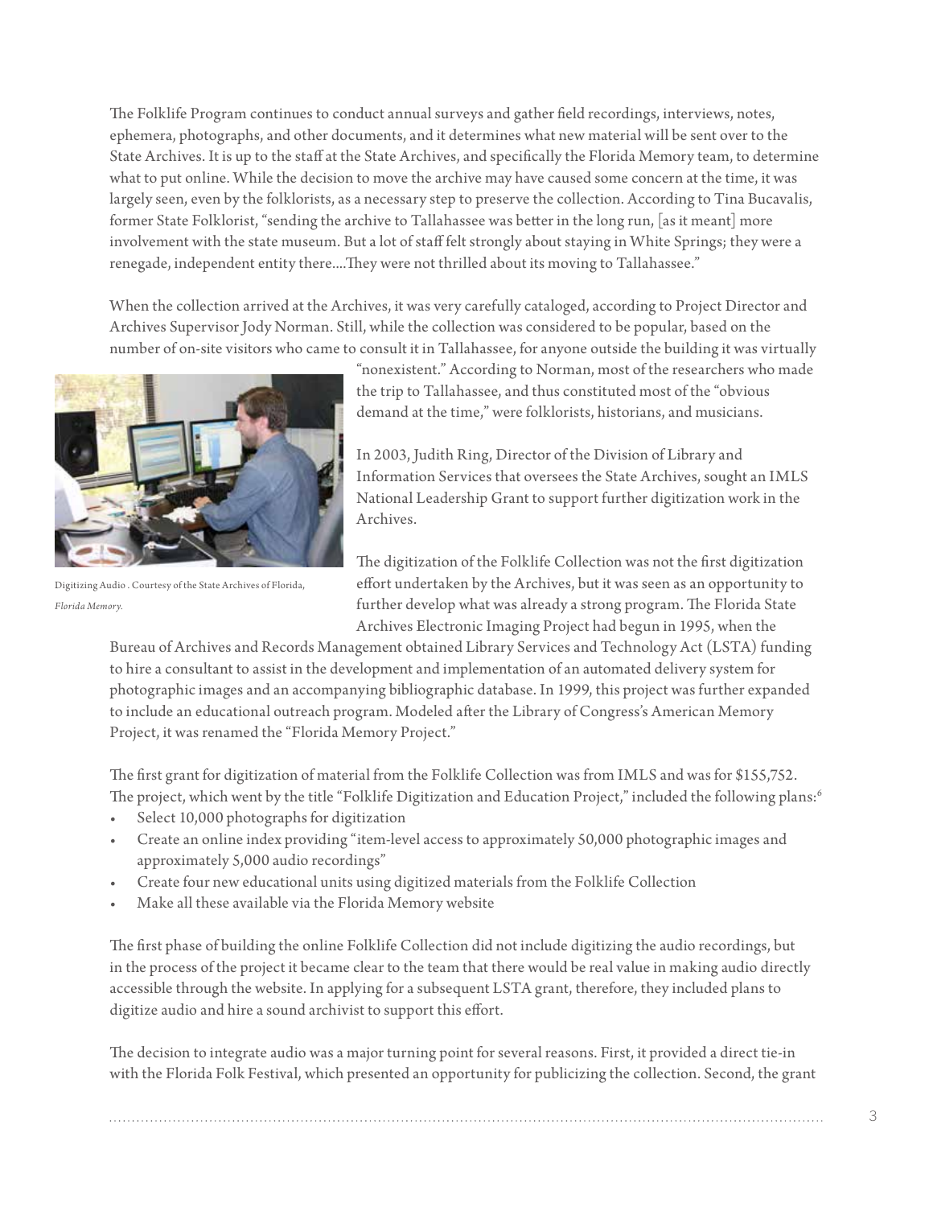The Folklife Program continues to conduct annual surveys and gather field recordings, interviews, notes, ephemera, photographs, and other documents, and it determines what new material will be sent over to the State Archives. It is up to the staff at the State Archives, and specifically the Florida Memory team, to determine what to put online. While the decision to move the archive may have caused some concern at the time, it was largely seen, even by the folklorists, as a necessary step to preserve the collection. According to Tina Bucavalis, former State Folklorist, "sending the archive to Tallahassee was better in the long run, [as it meant] more involvement with the state museum. But a lot of staff felt strongly about staying in White Springs; they were a renegade, independent entity there....They were not thrilled about its moving to Tallahassee."

When the collection arrived at the Archives, it was very carefully cataloged, according to Project Director and Archives Supervisor Jody Norman. Still, while the collection was considered to be popular, based on the number of on-site visitors who came to consult it in Tallahassee, for anyone outside the building it was virtually "nonexistent." According to Norman, most of the researchers who made the trip to Tallahassee, and thus constituted most of the "obvious demand at the time," were folklorists, historians, and musicians.

Digitizing Audio . Courtesy of the State Archives of Florida, *Florida Memory*.

In 2003, Judith Ring, Director of the Division of Library and Information Services that oversees the State Archives, sought an IMLS National Leadership Grant to support further digitization work in the Archives.

The digitization of the Folklife Collection was not the first digitization effort undertaken by the Archives, but it was seen as an opportunity to further develop what was already a strong program. The Florida State Archives Electronic Imaging Project had begun in 1995, when the Bureau of Archives and Records Management obtained Library Services and Technology Act (LSTA) funding to hire a consultant to assist in the development and implementation of an automated delivery system for photographic images and an accompanying bibliographic database. In 1999, this project was further expanded to include an educational outreach program. Modeled after the Library of Congress's American Memory Project, it was renamed the "Florida Memory Project."

The first grant for digitization of material from the Folklife Collection was from IMLS and was for $155,752. The project, which went by the title "Folklife Digitization and Education Project," included the following plans:[6]

- Select 10,000 photographs for digitization
- Create an online index providing "item-level access to approximately 50,000 photographic images and approximately 5,000 audio recordings"
- Create four new educational units using digitized materials from the Folklife Collection
- Make all these available via the Florida Memory website

The first phase of building the online Folklife Collection did not include digitizing the audio recordings, but in the process of the project it became clear to the team that there would be real value in making audio directly accessible through the website. In applying for a subsequent LSTA grant, therefore, they included plans to digitize audio and hire a sound archivist to support this effort.

The decision to integrate audio was a major turning point for several reasons. First, it provided a direct tie-in with the Florida Folk Festival, which presented an opportunity for publicizing the collection. Second, the grant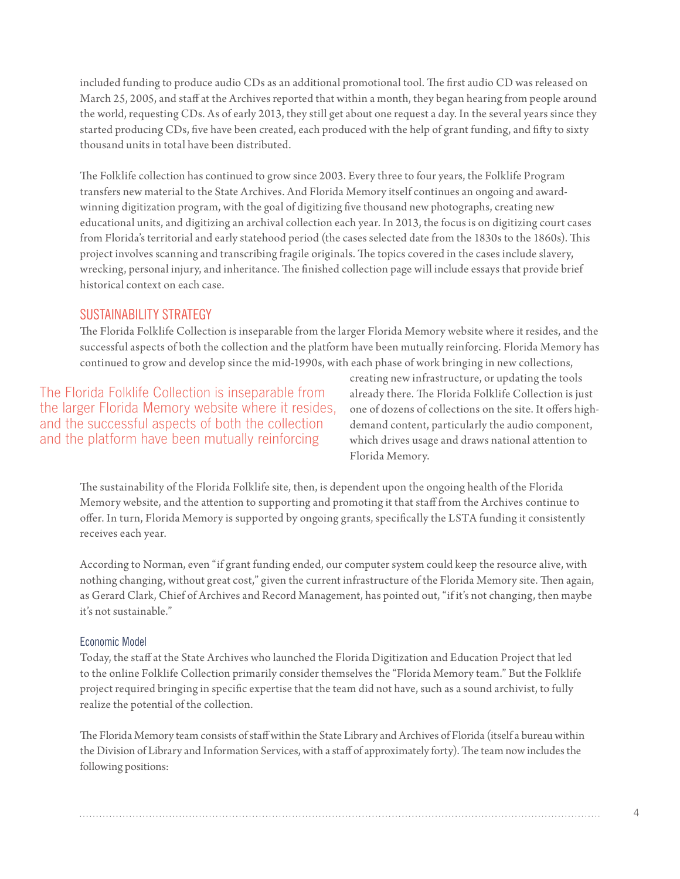included funding to produce audio CDs as an additional promotional tool. The first audio CD was released on March 25, 2005, and staff at the Archives reported that within a month, they began hearing from people around the world, requesting CDs. As of early 2013, they still get about one request a day. In the several years since they started producing CDs, five have been created, each produced with the help of grant funding, and fifty to sixty thousand units in total have been distributed.

The Folklife collection has continued to grow since 2003. Every three to four years, the Folklife Program transfers new material to the State Archives. And Florida Memory itself continues an ongoing and award-winning digitization program, with the goal of digitizing five thousand new photographs, creating new educational units, and digitizing an archival collection each year. In 2013, the focus is on digitizing court cases from Florida's territorial and early statehood period (the cases selected date from the 1830s to the 1860s). This project involves scanning and transcribing fragile originals. The topics covered in the cases include slavery, wrecking, personal injury, and inheritance. The finished collection page will include essays that provide brief historical context on each case.

## SUSTAINABILITY STRATEGY

The Florida Folklife Collection is inseparable from the larger Florida Memory website where it resides, and the successful aspects of both the collection and the platform have been mutually reinforcing. Florida Memory has continued to grow and develop since the mid-1990s, with each phase of work bringing in new collections, creating new infrastructure, or updating the tools already there. The Florida Folklife Collection is just one of dozens of collections on the site. It offers high-demand content, particularly the audio component, which drives usage and draws national attention to Florida Memory.

> The Florida Folklife Collection is inseparable from the larger Florida Memory website where it resides, and the successful aspects of both the collection and the platform have been mutually reinforcing

The sustainability of the Florida Folklife site, then, is dependent upon the ongoing health of the Florida Memory website, and the attention to supporting and promoting it that staff from the Archives continue to offer. In turn, Florida Memory is supported by ongoing grants, specifically the LSTA funding it consistently receives each year.

According to Norman, even "if grant funding ended, our computer system could keep the resource alive, with nothing changing, without great cost," given the current infrastructure of the Florida Memory site. Then again, as Gerard Clark, Chief of Archives and Record Management, has pointed out, "if it's not changing, then maybe it's not sustainable."

### Economic Model

Today, the staff at the State Archives who launched the Florida Digitization and Education Project that led to the online Folklife Collection primarily consider themselves the "Florida Memory team." But the Folklife project required bringing in specific expertise that the team did not have, such as a sound archivist, to fully realize the potential of the collection.

The Florida Memory team consists of staff within the State Library and Archives of Florida (itself a bureau within the Division of Library and Information Services, with a staff of approximately forty). The team now includes the following positions: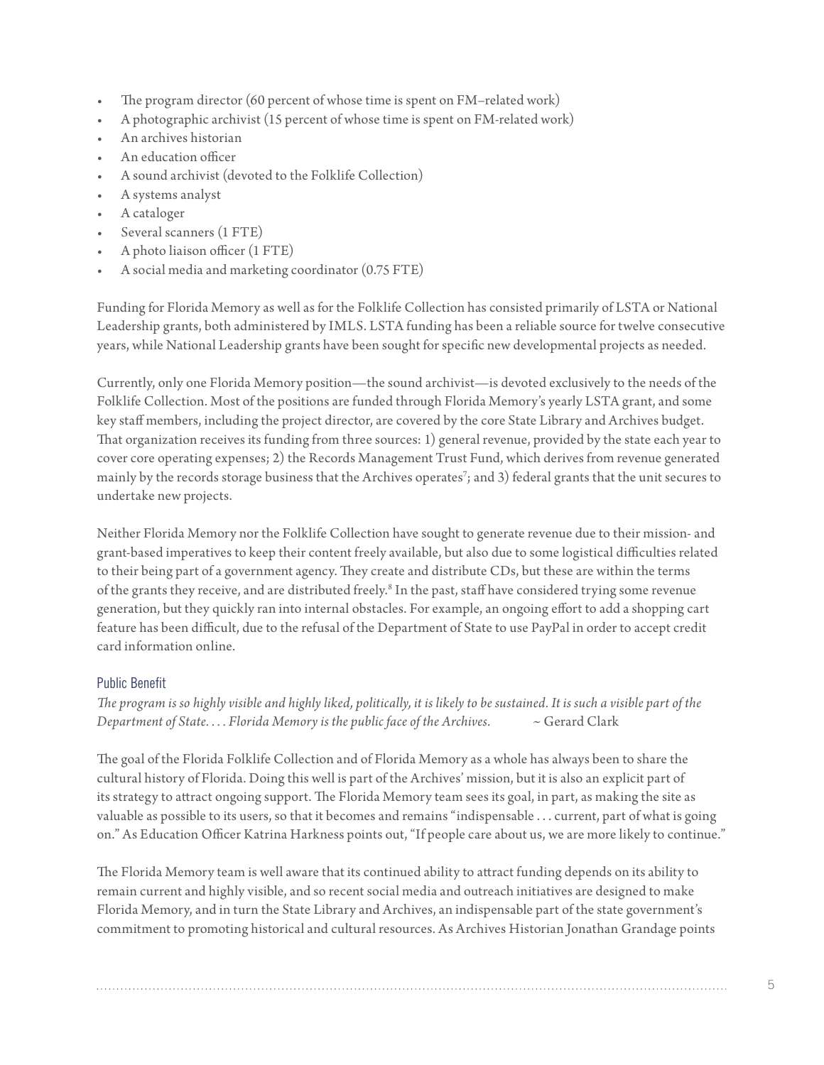- The program director (60 percent of whose time is spent on FM–related work)
- A photographic archivist (15 percent of whose time is spent on FM-related work)
- An archives historian
- An education officer
- A sound archivist (devoted to the Folklife Collection)
- A systems analyst
- A cataloger
- Several scanners (1 FTE)
- A photo liaison officer (1 FTE)
- A social media and marketing coordinator (0.75 FTE)

Funding for Florida Memory as well as for the Folklife Collection has consisted primarily of LSTA or National Leadership grants, both administered by IMLS. LSTA funding has been a reliable source for twelve consecutive years, while National Leadership grants have been sought for specific new developmental projects as needed.

Currently, only one Florida Memory position—the sound archivist—is devoted exclusively to the needs of the Folklife Collection. Most of the positions are funded through Florida Memory's yearly LSTA grant, and some key staff members, including the project director, are covered by the core State Library and Archives budget. That organization receives its funding from three sources: 1) general revenue, provided by the state each year to cover core operating expenses; 2) the Records Management Trust Fund, which derives from revenue generated mainly by the records storage business that the Archives operates[7]; and 3) federal grants that the unit secures to undertake new projects.

Neither Florida Memory nor the Folklife Collection have sought to generate revenue due to their mission- and grant-based imperatives to keep their content freely available, but also due to some logistical difficulties related to their being part of a government agency. They create and distribute CDs, but these are within the terms of the grants they receive, and are distributed freely.[8] In the past, staff have considered trying some revenue generation, but they quickly ran into internal obstacles. For example, an ongoing effort to add a shopping cart feature has been difficult, due to the refusal of the Department of State to use PayPal in order to accept credit card information online.

### Public Benefit

*The program is so highly visible and highly liked, politically, it is likely to be sustained. It is such a visible part of the Department of State. . . . Florida Memory is the public face of the Archives.* ~ Gerard Clark

The goal of the Florida Folklife Collection and of Florida Memory as a whole has always been to share the cultural history of Florida. Doing this well is part of the Archives' mission, but it is also an explicit part of its strategy to attract ongoing support. The Florida Memory team sees its goal, in part, as making the site as valuable as possible to its users, so that it becomes and remains "indispensable . . . current, part of what is going on." As Education Officer Katrina Harkness points out, "If people care about us, we are more likely to continue."

The Florida Memory team is well aware that its continued ability to attract funding depends on its ability to remain current and highly visible, and so recent social media and outreach initiatives are designed to make Florida Memory, and in turn the State Library and Archives, an indispensable part of the state government's commitment to promoting historical and cultural resources. As Archives Historian Jonathan Grandage points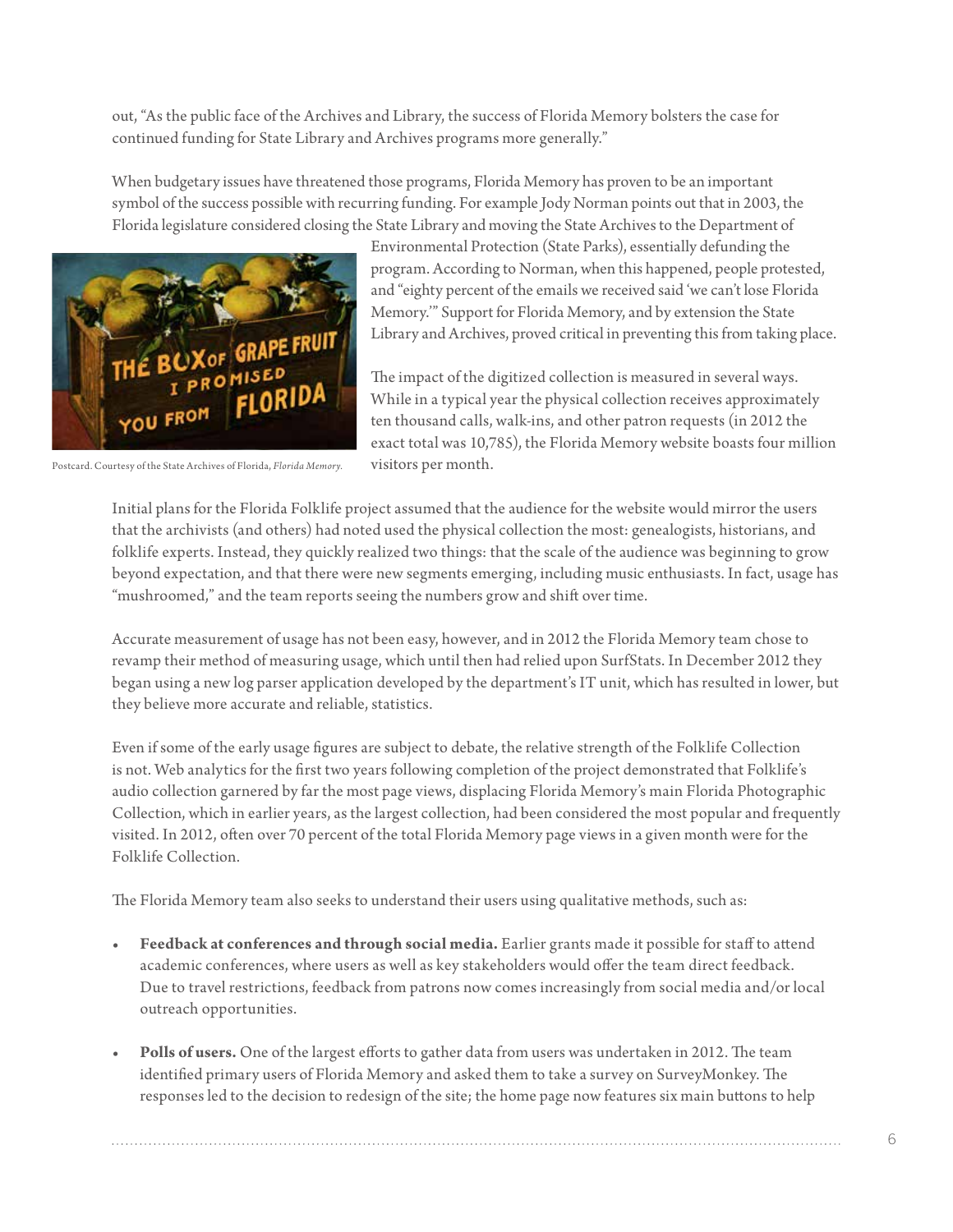out, "As the public face of the Archives and Library, the success of Florida Memory bolsters the case for continued funding for State Library and Archives programs more generally."

When budgetary issues have threatened those programs, Florida Memory has proven to be an important symbol of the success possible with recurring funding. For example Jody Norman points out that in 2003, the Florida legislature considered closing the State Library and moving the State Archives to the Department of Environmental Protection (State Parks), essentially defunding the program. According to Norman, when this happened, people protested, and "eighty percent of the emails we received said 'we can't lose Florida Memory.'" Support for Florida Memory, and by extension the State Library and Archives, proved critical in preventing this from taking place.

Postcard. Courtesy of the State Archives of Florida, *Florida Memory.*

The impact of the digitized collection is measured in several ways. While in a typical year the physical collection receives approximately ten thousand calls, walk-ins, and other patron requests (in 2012 the exact total was 10,785), the Florida Memory website boasts four million visitors per month.

Initial plans for the Florida Folklife project assumed that the audience for the website would mirror the users that the archivists (and others) had noted used the physical collection the most: genealogists, historians, and folklife experts. Instead, they quickly realized two things: that the scale of the audience was beginning to grow beyond expectation, and that there were new segments emerging, including music enthusiasts. In fact, usage has "mushroomed," and the team reports seeing the numbers grow and shift over time.

Accurate measurement of usage has not been easy, however, and in 2012 the Florida Memory team chose to revamp their method of measuring usage, which until then had relied upon SurfStats. In December 2012 they began using a new log parser application developed by the department's IT unit, which has resulted in lower, but they believe more accurate and reliable, statistics.

Even if some of the early usage figures are subject to debate, the relative strength of the Folklife Collection is not. Web analytics for the first two years following completion of the project demonstrated that Folklife's audio collection garnered by far the most page views, displacing Florida Memory's main Florida Photographic Collection, which in earlier years, as the largest collection, had been considered the most popular and frequently visited. In 2012, often over 70 percent of the total Florida Memory page views in a given month were for the Folklife Collection.

The Florida Memory team also seeks to understand their users using qualitative methods, such as:

- **Feedback at conferences and through social media.** Earlier grants made it possible for staff to attend academic conferences, where users as well as key stakeholders would offer the team direct feedback. Due to travel restrictions, feedback from patrons now comes increasingly from social media and/or local outreach opportunities.

- **Polls of users.** One of the largest efforts to gather data from users was undertaken in 2012. The team identified primary users of Florida Memory and asked them to take a survey on SurveyMonkey. The responses led to the decision to redesign of the site; the home page now features six main buttons to help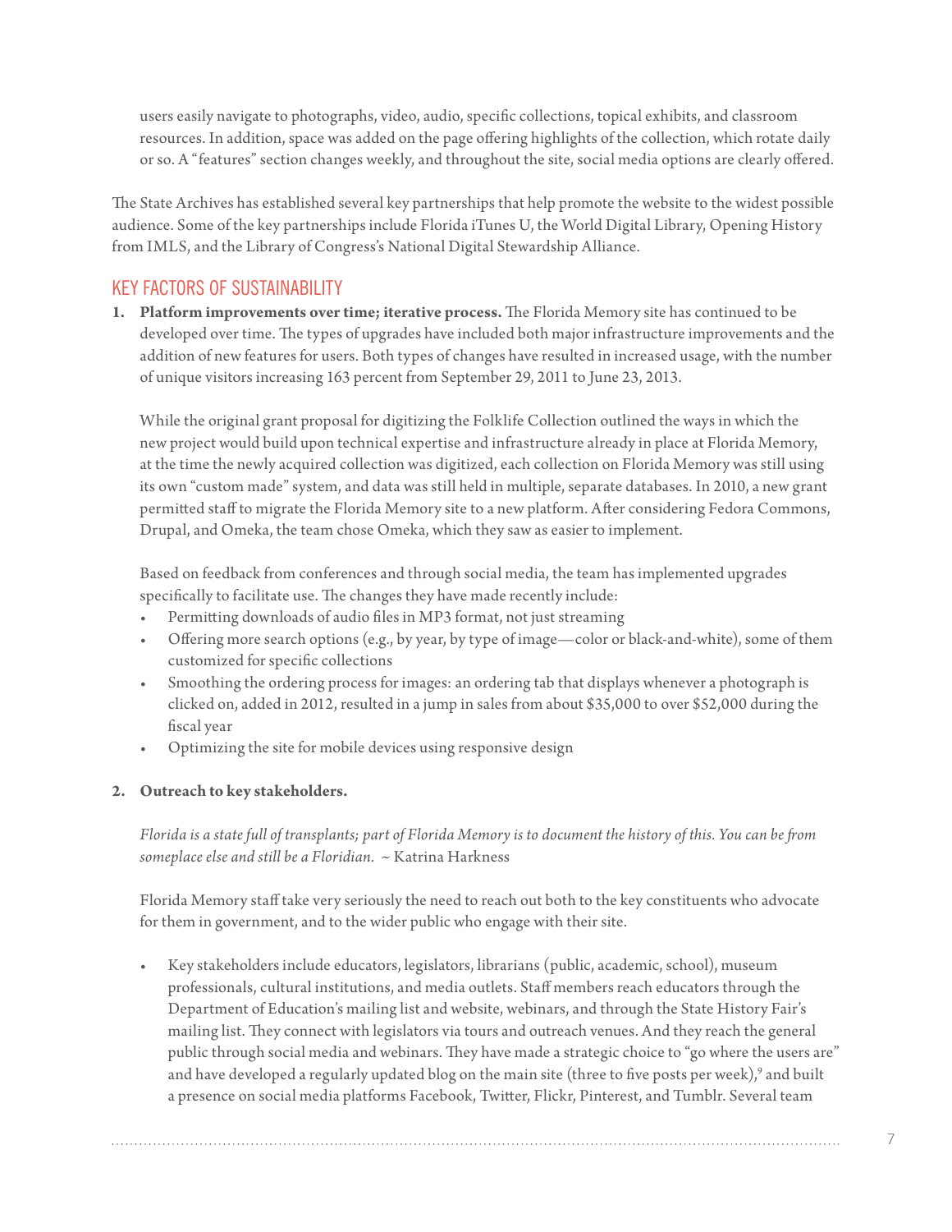users easily navigate to photographs, video, audio, specific collections, topical exhibits, and classroom resources. In addition, space was added on the page offering highlights of the collection, which rotate daily or so. A "features" section changes weekly, and throughout the site, social media options are clearly offered.

The State Archives has established several key partnerships that help promote the website to the widest possible audience. Some of the key partnerships include Florida iTunes U, the World Digital Library, Opening History from IMLS, and the Library of Congress's National Digital Stewardship Alliance.

## KEY FACTORS OF SUSTAINABILITY

1. **Platform improvements over time; iterative process.** The Florida Memory site has continued to be developed over time. The types of upgrades have included both major infrastructure improvements and the addition of new features for users. Both types of changes have resulted in increased usage, with the number of unique visitors increasing 163 percent from September 29, 2011 to June 23, 2013.

   While the original grant proposal for digitizing the Folklife Collection outlined the ways in which the new project would build upon technical expertise and infrastructure already in place at Florida Memory, at the time the newly acquired collection was digitized, each collection on Florida Memory was still using its own "custom made" system, and data was still held in multiple, separate databases. In 2010, a new grant permitted staff to migrate the Florida Memory site to a new platform. After considering Fedora Commons, Drupal, and Omeka, the team chose Omeka, which they saw as easier to implement.

   Based on feedback from conferences and through social media, the team has implemented upgrades specifically to facilitate use. The changes they have made recently include:

   - Permitting downloads of audio files in MP3 format, not just streaming
   - Offering more search options (e.g., by year, by type of image—color or black-and-white), some of them customized for specific collections
   - Smoothing the ordering process for images: an ordering tab that displays whenever a photograph is clicked on, added in 2012, resulted in a jump in sales from about $35,000 to over $52,000 during the fiscal year
   - Optimizing the site for mobile devices using responsive design

2. **Outreach to key stakeholders.**

   *Florida is a state full of transplants; part of Florida Memory is to document the history of this. You can be from someplace else and still be a Floridian.* ~ Katrina Harkness

   Florida Memory staff take very seriously the need to reach out both to the key constituents who advocate for them in government, and to the wider public who engage with their site.

   - Key stakeholders include educators, legislators, librarians (public, academic, school), museum professionals, cultural institutions, and media outlets. Staff members reach educators through the Department of Education's mailing list and website, webinars, and through the State History Fair's mailing list. They connect with legislators via tours and outreach venues. And they reach the general public through social media and webinars. They have made a strategic choice to "go where the users are" and have developed a regularly updated blog on the main site (three to five posts per week),[9] and built a presence on social media platforms Facebook, Twitter, Flickr, Pinterest, and Tumblr. Several team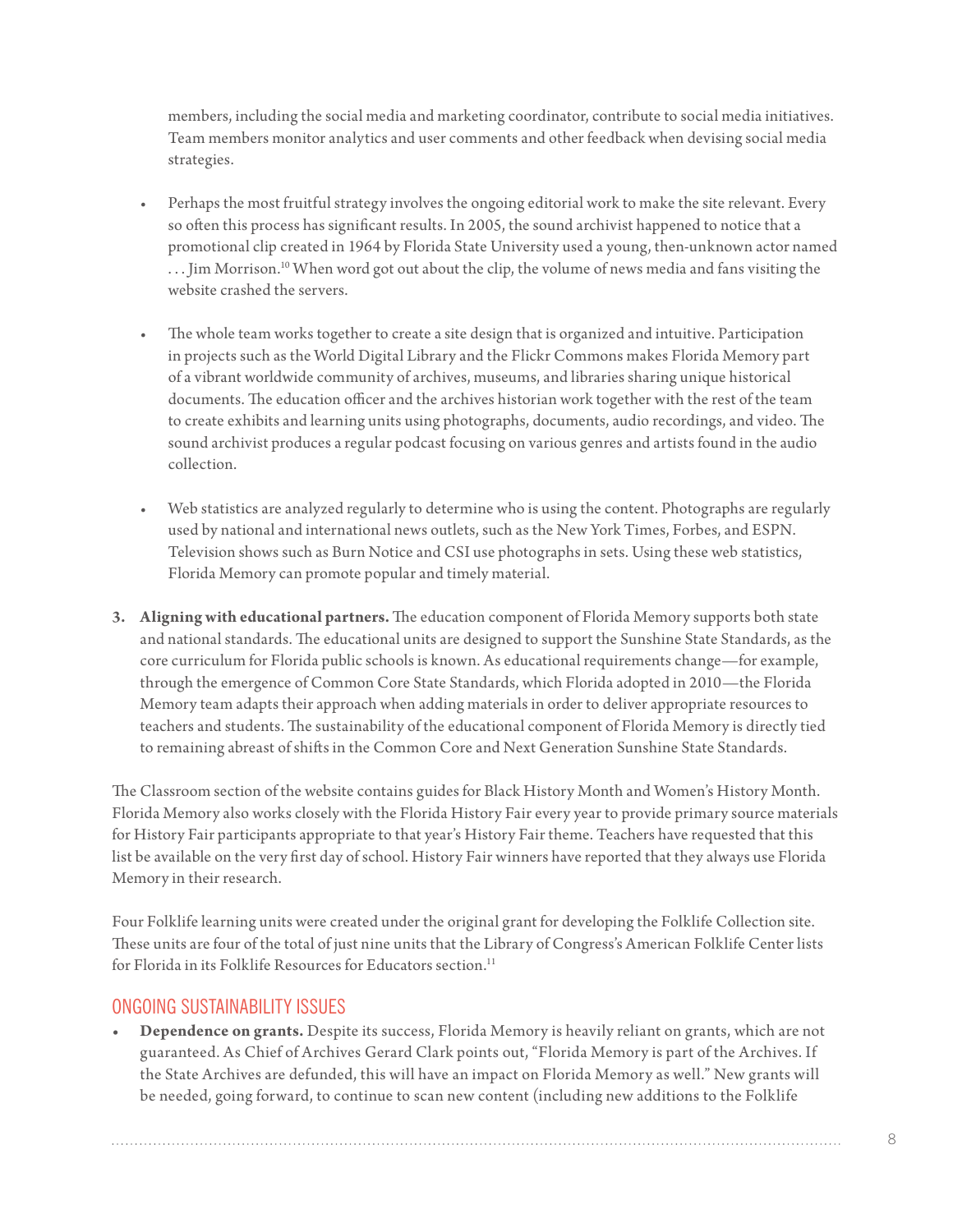members, including the social media and marketing coordinator, contribute to social media initiatives. Team members monitor analytics and user comments and other feedback when devising social media strategies.

- Perhaps the most fruitful strategy involves the ongoing editorial work to make the site relevant. Every so often this process has significant results. In 2005, the sound archivist happened to notice that a promotional clip created in 1964 by Florida State University used a young, then-unknown actor named . . . Jim Morrison.[10] When word got out about the clip, the volume of news media and fans visiting the website crashed the servers.

- The whole team works together to create a site design that is organized and intuitive. Participation in projects such as the World Digital Library and the Flickr Commons makes Florida Memory part of a vibrant worldwide community of archives, museums, and libraries sharing unique historical documents. The education officer and the archives historian work together with the rest of the team to create exhibits and learning units using photographs, documents, audio recordings, and video. The sound archivist produces a regular podcast focusing on various genres and artists found in the audio collection.

- Web statistics are analyzed regularly to determine who is using the content. Photographs are regularly used by national and international news outlets, such as the New York Times, Forbes, and ESPN. Television shows such as Burn Notice and CSI use photographs in sets. Using these web statistics, Florida Memory can promote popular and timely material.

3. **Aligning with educational partners.** The education component of Florida Memory supports both state and national standards. The educational units are designed to support the Sunshine State Standards, as the core curriculum for Florida public schools is known. As educational requirements change—for example, through the emergence of Common Core State Standards, which Florida adopted in 2010—the Florida Memory team adapts their approach when adding materials in order to deliver appropriate resources to teachers and students. The sustainability of the educational component of Florida Memory is directly tied to remaining abreast of shifts in the Common Core and Next Generation Sunshine State Standards.

The Classroom section of the website contains guides for Black History Month and Women's History Month. Florida Memory also works closely with the Florida History Fair every year to provide primary source materials for History Fair participants appropriate to that year's History Fair theme. Teachers have requested that this list be available on the very first day of school. History Fair winners have reported that they always use Florida Memory in their research.

Four Folklife learning units were created under the original grant for developing the Folklife Collection site. These units are four of the total of just nine units that the Library of Congress's American Folklife Center lists for Florida in its Folklife Resources for Educators section.[11]

## ONGOING SUSTAINABILITY ISSUES

- **Dependence on grants.** Despite its success, Florida Memory is heavily reliant on grants, which are not guaranteed. As Chief of Archives Gerard Clark points out, "Florida Memory is part of the Archives. If the State Archives are defunded, this will have an impact on Florida Memory as well." New grants will be needed, going forward, to continue to scan new content (including new additions to the Folklife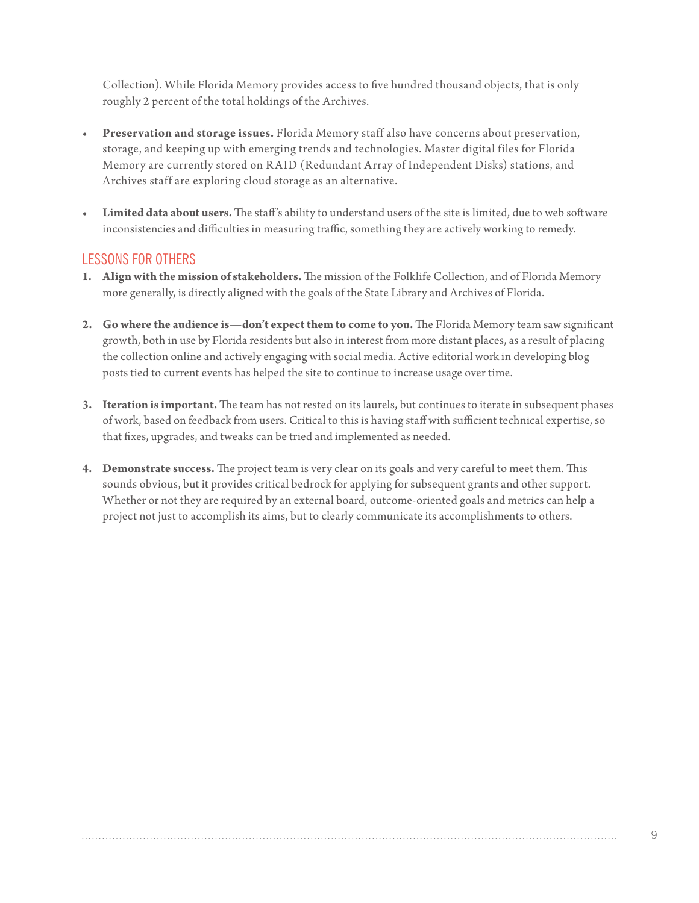Collection). While Florida Memory provides access to five hundred thousand objects, that is only roughly 2 percent of the total holdings of the Archives.

- **Preservation and storage issues.** Florida Memory staff also have concerns about preservation, storage, and keeping up with emerging trends and technologies. Master digital files for Florida Memory are currently stored on RAID (Redundant Array of Independent Disks) stations, and Archives staff are exploring cloud storage as an alternative.

- **Limited data about users.** The staff's ability to understand users of the site is limited, due to web software inconsistencies and difficulties in measuring traffic, something they are actively working to remedy.

## LESSONS FOR OTHERS

1. **Align with the mission of stakeholders.** The mission of the Folklife Collection, and of Florida Memory more generally, is directly aligned with the goals of the State Library and Archives of Florida.

2. **Go where the audience is—don't expect them to come to you.** The Florida Memory team saw significant growth, both in use by Florida residents but also in interest from more distant places, as a result of placing the collection online and actively engaging with social media. Active editorial work in developing blog posts tied to current events has helped the site to continue to increase usage over time.

3. **Iteration is important.** The team has not rested on its laurels, but continues to iterate in subsequent phases of work, based on feedback from users. Critical to this is having staff with sufficient technical expertise, so that fixes, upgrades, and tweaks can be tried and implemented as needed.

4. **Demonstrate success.** The project team is very clear on its goals and very careful to meet them. This sounds obvious, but it provides critical bedrock for applying for subsequent grants and other support. Whether or not they are required by an external board, outcome-oriented goals and metrics can help a project not just to accomplish its aims, but to clearly communicate its accomplishments to others.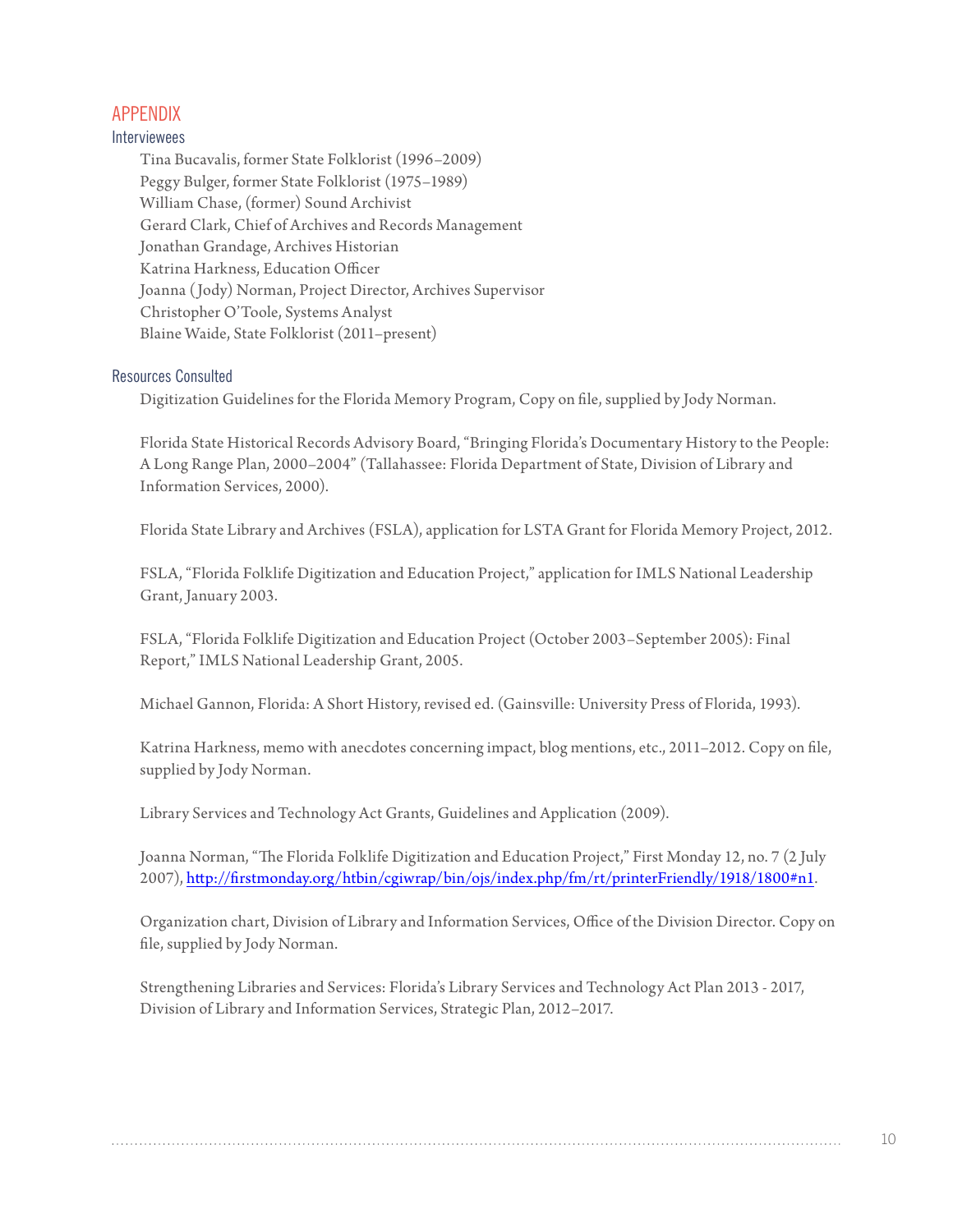# APPENDIX

## Interviewees

Tina Bucavalis, former State Folklorist (1996–2009)
Peggy Bulger, former State Folklorist (1975–1989)
William Chase, (former) Sound Archivist
Gerard Clark, Chief of Archives and Records Management
Jonathan Grandage, Archives Historian
Katrina Harkness, Education Officer
Joanna (Jody) Norman, Project Director, Archives Supervisor
Christopher O'Toole, Systems Analyst
Blaine Waide, State Folklorist (2011–present)

## Resources Consulted

Digitization Guidelines for the Florida Memory Program, Copy on file, supplied by Jody Norman.

Florida State Historical Records Advisory Board, "Bringing Florida's Documentary History to the People: A Long Range Plan, 2000–2004" (Tallahassee: Florida Department of State, Division of Library and Information Services, 2000).

Florida State Library and Archives (FSLA), application for LSTA Grant for Florida Memory Project, 2012.

FSLA, "Florida Folklife Digitization and Education Project," application for IMLS National Leadership Grant, January 2003.

FSLA, "Florida Folklife Digitization and Education Project (October 2003–September 2005): Final Report," IMLS National Leadership Grant, 2005.

Michael Gannon, Florida: A Short History, revised ed. (Gainsville: University Press of Florida, 1993).

Katrina Harkness, memo with anecdotes concerning impact, blog mentions, etc., 2011–2012. Copy on file, supplied by Jody Norman.

Library Services and Technology Act Grants, Guidelines and Application (2009).

Joanna Norman, "The Florida Folklife Digitization and Education Project," First Monday 12, no. 7 (2 July 2007), http://firstmonday.org/htbin/cgiwrap/bin/ojs/index.php/fm/rt/printerFriendly/1918/1800#n1.

Organization chart, Division of Library and Information Services, Office of the Division Director. Copy on file, supplied by Jody Norman.

Strengthening Libraries and Services: Florida's Library Services and Technology Act Plan 2013 - 2017, Division of Library and Information Services, Strategic Plan, 2012–2017.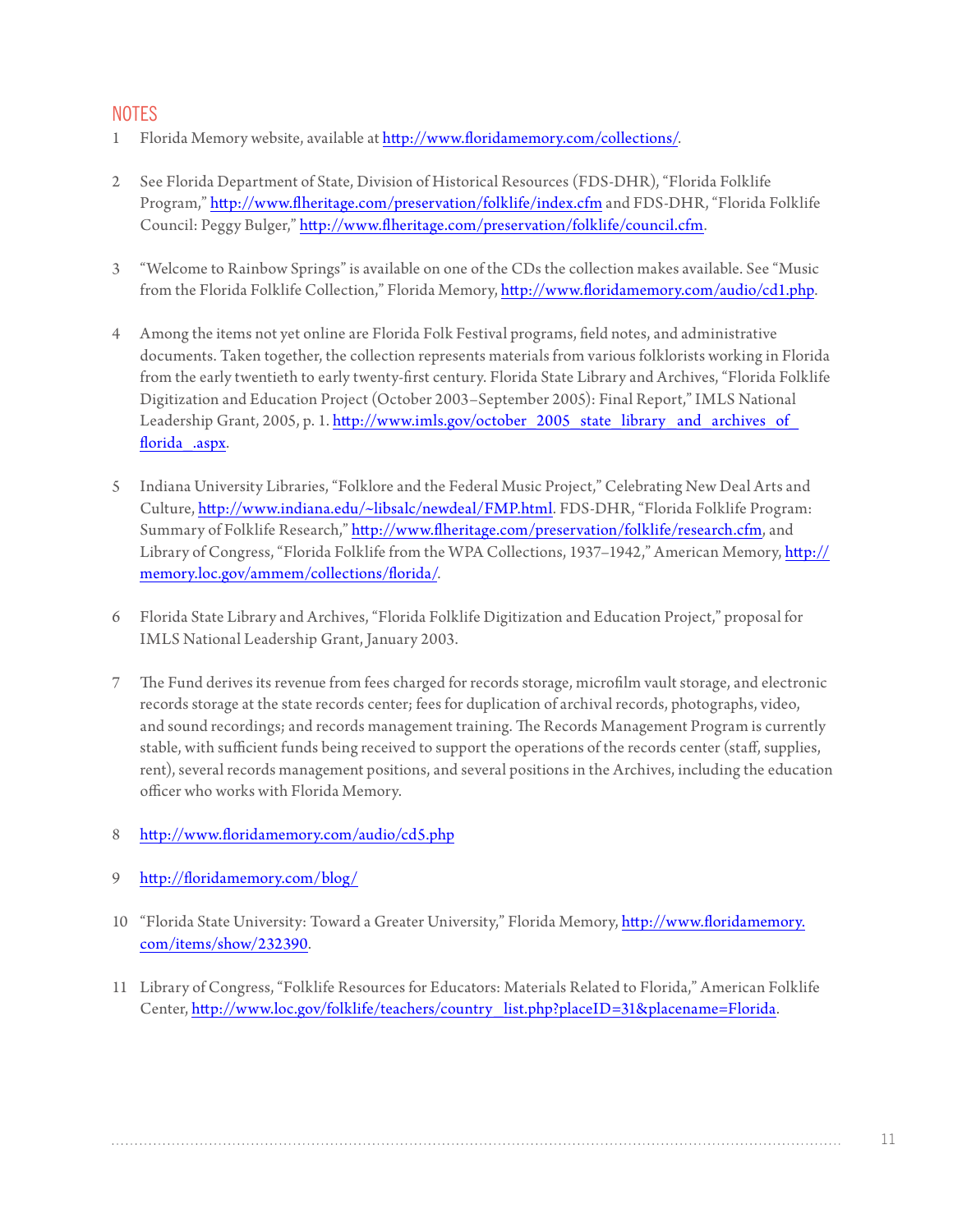## NOTES

1. Florida Memory website, available at http://www.floridamemory.com/collections/.

2. See Florida Department of State, Division of Historical Resources (FDS-DHR), "Florida Folklife Program," http://www.flheritage.com/preservation/folklife/index.cfm and FDS-DHR, "Florida Folklife Council: Peggy Bulger," http://www.flheritage.com/preservation/folklife/council.cfm.

3. "Welcome to Rainbow Springs" is available on one of the CDs the collection makes available. See "Music from the Florida Folklife Collection," Florida Memory, http://www.floridamemory.com/audio/cd1.php.

4. Among the items not yet online are Florida Folk Festival programs, field notes, and administrative documents. Taken together, the collection represents materials from various folklorists working in Florida from the early twentieth to early twenty-first century. Florida State Library and Archives, "Florida Folklife Digitization and Education Project (October 2003–September 2005): Final Report," IMLS National Leadership Grant, 2005, p. 1. http://www.imls.gov/october_2005_state_library_and_archives_of_florida_.aspx.

5. Indiana University Libraries, "Folklore and the Federal Music Project," Celebrating New Deal Arts and Culture, http://www.indiana.edu/~libsalc/newdeal/FMP.html. FDS-DHR, "Florida Folklife Program: Summary of Folklife Research," http://www.flheritage.com/preservation/folklife/research.cfm, and Library of Congress, "Florida Folklife from the WPA Collections, 1937–1942," American Memory, http://memory.loc.gov/ammem/collections/florida/.

6. Florida State Library and Archives, "Florida Folklife Digitization and Education Project," proposal for IMLS National Leadership Grant, January 2003.

7. The Fund derives its revenue from fees charged for records storage, microfilm vault storage, and electronic records storage at the state records center; fees for duplication of archival records, photographs, video, and sound recordings; and records management training. The Records Management Program is currently stable, with sufficient funds being received to support the operations of the records center (staff, supplies, rent), several records management positions, and several positions in the Archives, including the education officer who works with Florida Memory.

8. http://www.floridamemory.com/audio/cd5.php

9. http://floridamemory.com/blog/

10. "Florida State University: Toward a Greater University," Florida Memory, http://www.floridamemory.com/items/show/232390.

11. Library of Congress, "Folklife Resources for Educators: Materials Related to Florida," American Folklife Center, http://www.loc.gov/folklife/teachers/country_list.php?placeID=31&placename=Florida.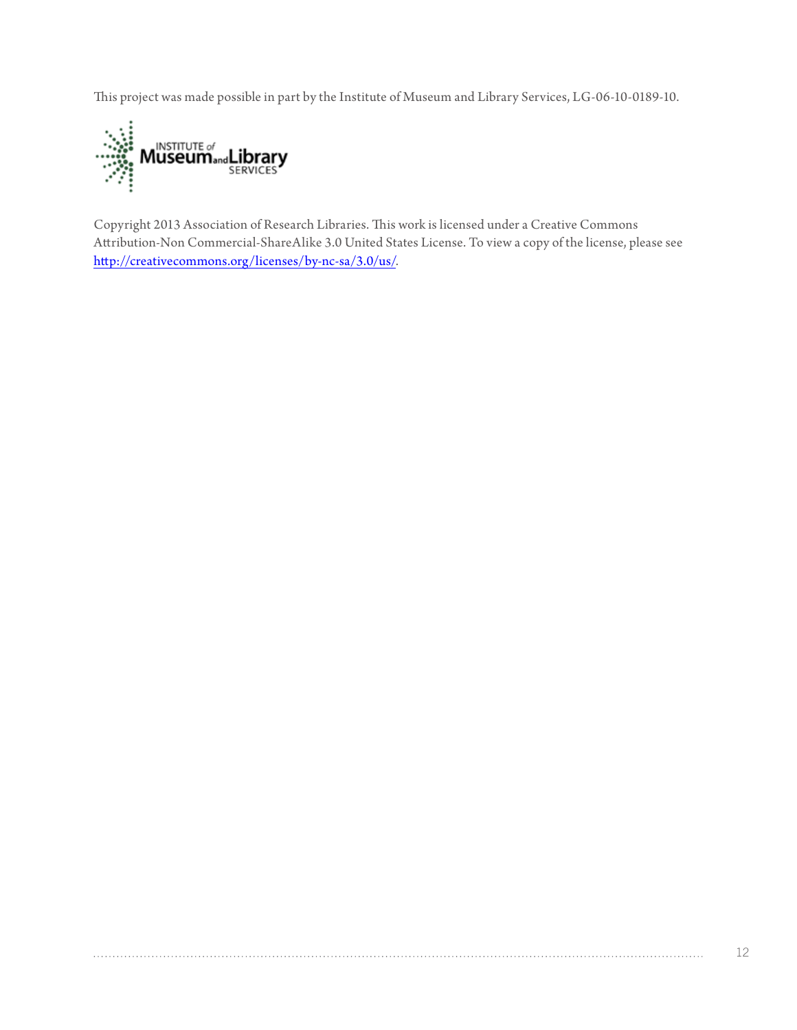This project was made possible in part by the Institute of Museum and Library Services, LG-06-10-0189-10.

Copyright 2013 Association of Research Libraries. This work is licensed under a Creative Commons Attribution-Non Commercial-ShareAlike 3.0 United States License. To view a copy of the license, please see [http://creativecommons.org/licenses/by-nc-sa/3.0/us/](http://creativecommons.org/licenses/by-nc-sa/3.0/us/).